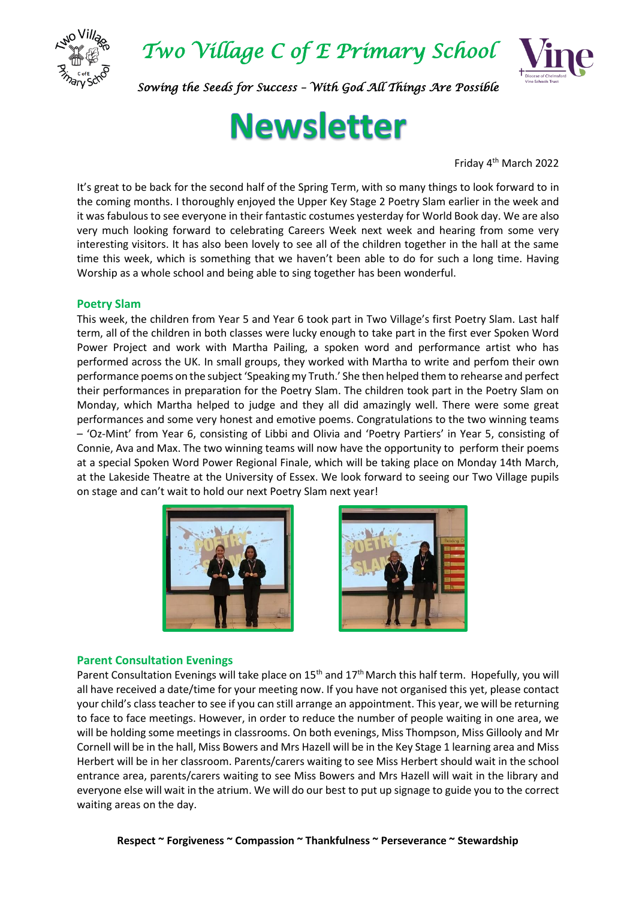# Two Village C of E Primary School

*Sowing the Seeds for Success – With God All Things Are Possible*

# Newsletter

Friday 4th March 2022

It's great to be back for the second half of the Spring Term, with so many things to look forward to in the coming months. I thoroughly enjoyed the Upper Key Stage 2 Poetry Slam earlier in the week and it was fabulous to see everyone in their fantastic costumes yesterday for World Book day. We are also very much looking forward to celebrating Careers Week next week and hearing from some very interesting visitors. It has also been lovely to see all of the children together in the hall at the same time this week, which is something that we haven't been able to do for such a long time. Having Worship as a whole school and being able to sing together has been wonderful.

## Poetry Slam

This week, the children from Year 5 and Year 6 took part in Two Village's first Poetry Slam. Last half term, all of the children in both classes were lucky enough to take part in the first ever Spoken Word Power Project and work with Martha Pailing, a spoken word and performance artist who has performed across the UK. In small groups, they worked with Martha to write and perfom their own performance poems on the subject 'Speaking my Truth.' She then helped them to rehearse and perfect their performances in preparation for the Poetry Slam. The children took part in the Poetry Slam on Monday, which Martha helped to judge and they all did amazingly well. There were some great performances and some very honest and emotive poems. Congratulations to the two winning teams – 'Oz-Mint' from Year 6, consisting of Libbi and Olivia and 'Poetry Partiers' in Year 5, consisting of Connie, Ava and Max. The two winning teams will now have the opportunity to perform their poems at a special Spoken Word Power Regional Finale, which will be taking place on Monday 14th March, at the Lakeside Theatre at the University of Essex. We look forward to seeing our Two Village pupils on stage and can't wait to hold our next Poetry Slam next year!

## Parent Consultation Evenings

Parent Consultation Evenings will take place on 15th and 17th March this half term. Hopefully, you will all have received a date/time for your meeting now. If you have not organised this yet, please contact your child's class teacher to see if you can still arrange an appointment. This year, we will be returning to face to face meetings. However, in order to reduce the number of people waiting in one area, we will be holding some meetings in classrooms. On both evenings, Miss Thompson, Miss Gillooly and Mr Cornell will be in the hall, Miss Bowers and Mrs Hazell will be in the Key Stage 1 learning area and Miss Herbert will be in her classroom. Parents/carers waiting to see Miss Herbert should wait in the school entrance area, parents/carers waiting to see Miss Bowers and Mrs Hazell will wait in the library and everyone else will wait in the atrium. We will do our best to put up signage to guide you to the correct waiting areas on the day.

**Respect ~ Forgiveness ~ Compassion ~ Thankfulness ~ Perseverance ~ Stewardship**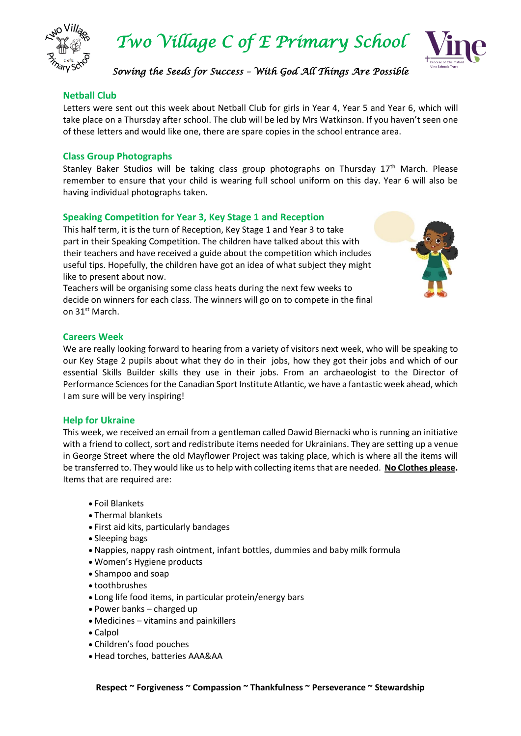## Netball Club

Letters were sent out this week about Netball Club for girls in Year 4, Year 5 and Year 6, which will take place on a Thursday after school. The club will be led by Mrs Watkinson. If you haven't seen one of these letters and would like one, there are spare copies in the school entrance area.

## Class Group Photographs

Stanley Baker Studios will be taking class group photographs on Thursday 17th March. Please remember to ensure that your child is wearing full school uniform on this day. Year 6 will also be having individual photographs taken.

## Speaking Competition for Year 3, Key Stage 1 and Reception

This half term, it is the turn of Reception, Key Stage 1 and Year 3 to take part in their Speaking Competition. The children have talked about this with their teachers and have received a guide about the competition which includes useful tips. Hopefully, the children have got an idea of what subject they might like to present about now.

Teachers will be organising some class heats during the next few weeks to decide on winners for each class. The winners will go on to compete in the final on 31st March.

## Careers Week

We are really looking forward to hearing from a variety of visitors next week, who will be speaking to our Key Stage 2 pupils about what they do in their jobs, how they got their jobs and which of our essential Skills Builder skills they use in their jobs. From an archaeologist to the Director of Performance Sciences for the Canadian Sport Institute Atlantic, we have a fantastic week ahead, which I am sure will be very inspiring!

## Help for Ukraine

This week, we received an email from a gentleman called Dawid Biernacki who is running an initiative with a friend to collect, sort and redistribute items needed for Ukrainians. They are setting up a venue in George Street where the old Mayflower Project was taking place, which is where all the items will be transferred to. They would like us to help with collecting items that are needed. **No Clothes please.** Items that are required are:

- Foil Blankets
- Thermal blankets
- First aid kits, particularly bandages
- Sleeping bags
- Nappies, nappy rash ointment, infant bottles, dummies and baby milk formula
- Women's Hygiene products
- Shampoo and soap
- toothbrushes
- Long life food items, in particular protein/energy bars
- Power banks – charged up
- Medicines – vitamins and painkillers
- Calpol
- Children's food pouches
- Head torches, batteries AAA&AA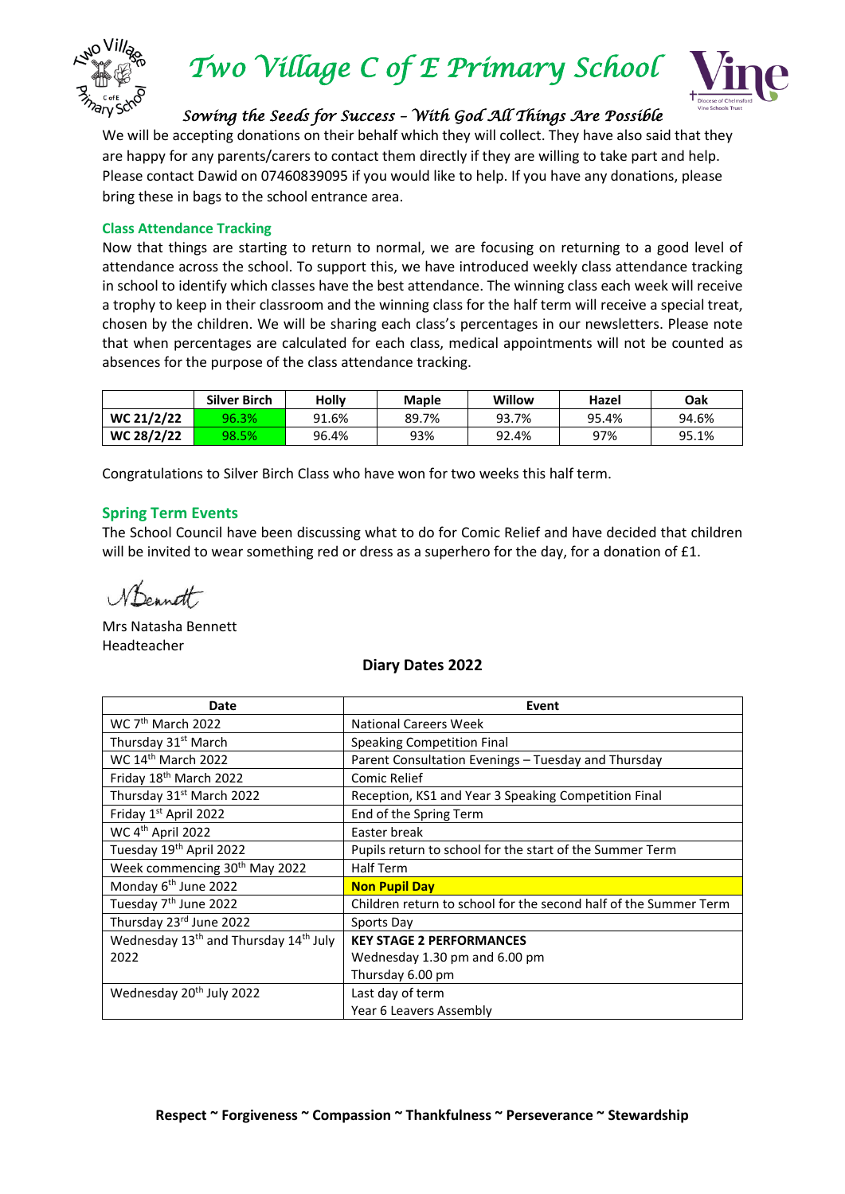We will be accepting donations on their behalf which they will collect. They have also said that they are happy for any parents/carers to contact them directly if they are willing to take part and help. Please contact Dawid on 07460839095 if you would like to help. If you have any donations, please bring these in bags to the school entrance area.

### Class Attendance Tracking

Now that things are starting to return to normal, we are focusing on returning to a good level of attendance across the school. To support this, we have introduced weekly class attendance tracking in school to identify which classes have the best attendance. The winning class each week will receive a trophy to keep in their classroom and the winning class for the half term will receive a special treat, chosen by the children. We will be sharing each class's percentages in our newsletters. Please note that when percentages are calculated for each class, medical appointments will not be counted as absences for the purpose of the class attendance tracking.

| | Silver Birch | Holly | Maple | Willow | Hazel | Oak |
|---|---|---|---|---|---|---|
| WC 21/2/22 | 96.3% | 91.6% | 89.7% | 93.7% | 95.4% | 94.6% |
| WC 28/2/22 | 98.5% | 96.4% | 93% | 92.4% | 97% | 95.1% |

Congratulations to Silver Birch Class who have won for two weeks this half term.

### Spring Term Events

The School Council have been discussing what to do for Comic Relief and have decided that children will be invited to wear something red or dress as a superhero for the day, for a donation of £1.

N Bennett

Mrs Natasha Bennett
Headteacher

## Diary Dates 2022

| Date | Event |
|---|---|
| WC 7th March 2022 | National Careers Week |
| Thursday 31st March | Speaking Competition Final |
| WC 14th March 2022 | Parent Consultation Evenings – Tuesday and Thursday |
| Friday 18th March 2022 | Comic Relief |
| Thursday 31st March 2022 | Reception, KS1 and Year 3 Speaking Competition Final |
| Friday 1st April 2022 | End of the Spring Term |
| WC 4th April 2022 | Easter break |
| Tuesday 19th April 2022 | Pupils return to school for the start of the Summer Term |
| Week commencing 30th May 2022 | Half Term |
| Monday 6th June 2022 | **Non Pupil Day** |
| Tuesday 7th June 2022 | Children return to school for the second half of the Summer Term |
| Thursday 23rd June 2022 | Sports Day |
| Wednesday 13th and Thursday 14th July 2022 | **KEY STAGE 2 PERFORMANCES** Wednesday 1.30 pm and 6.00 pm Thursday 6.00 pm |
| Wednesday 20th July 2022 | Last day of term Year 6 Leavers Assembly |

**Respect ~ Forgiveness ~ Compassion ~ Thankfulness ~ Perseverance ~ Stewardship**